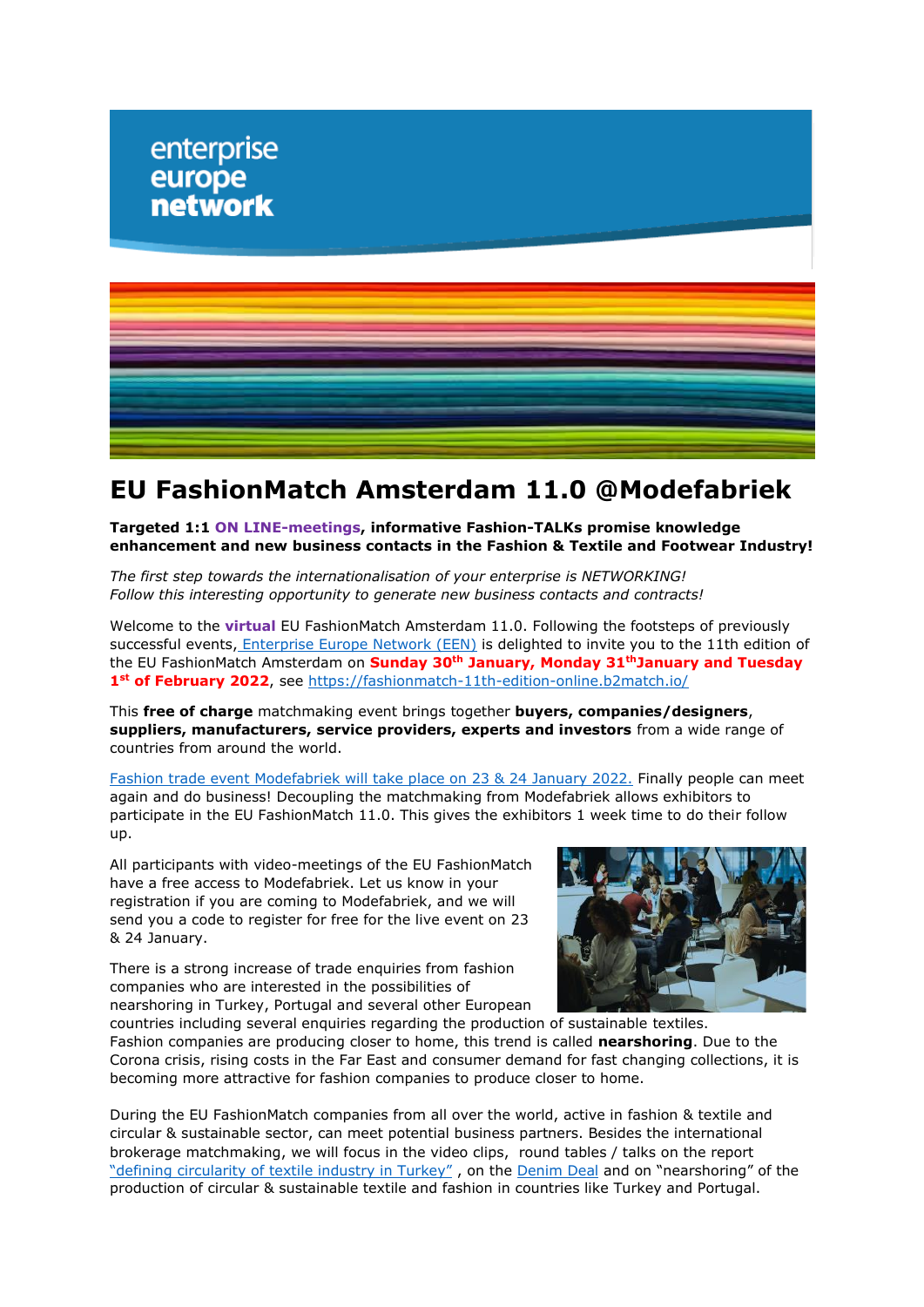# EU FashionMatch Amsterdam 11.0 @Modefabriek

**Targeted 1:1 ON LINE-meetings, informative Fashion-TALKs promise knowledge enhancement and new business contacts in the Fashion & Textile and Footwear Industry!**

*The first step towards the internationalisation of your enterprise is NETWORKING!*
*Follow this interesting opportunity to generate new business contacts and contracts!*

Welcome to the **virtual** EU FashionMatch Amsterdam 11.0. Following the footsteps of previously successful events, Enterprise Europe Network (EEN) is delighted to invite you to the 11th edition of the EU FashionMatch Amsterdam on **Sunday 30th January, Monday 31th January and Tuesday 1st of February 2022**, see https://fashionmatch-11th-edition-online.b2match.io/

This **free of charge** matchmaking event brings together **buyers, companies/designers**, **suppliers, manufacturers, service providers, experts and investors** from a wide range of countries from around the world.

Fashion trade event Modefabriek will take place on 23 & 24 January 2022. Finally people can meet again and do business! Decoupling the matchmaking from Modefabriek allows exhibitors to participate in the EU FashionMatch 11.0. This gives the exhibitors 1 week time to do their follow up.

All participants with video-meetings of the EU FashionMatch have a free access to Modefabriek. Let us know in your registration if you are coming to Modefabriek, and we will send you a code to register for free for the live event on 23 & 24 January.

There is a strong increase of trade enquiries from fashion companies who are interested in the possibilities of nearshoring in Turkey, Portugal and several other European countries including several enquiries regarding the production of sustainable textiles. Fashion companies are producing closer to home, this trend is called **nearshoring**. Due to the Corona crisis, rising costs in the Far East and consumer demand for fast changing collections, it is becoming more attractive for fashion companies to produce closer to home.

During the EU FashionMatch companies from all over the world, active in fashion & textile and circular & sustainable sector, can meet potential business partners. Besides the international brokerage matchmaking, we will focus in the video clips, round tables / talks on the report "defining circularity of textile industry in Turkey" , on the Denim Deal and on "nearshoring" of the production of circular & sustainable textile and fashion in countries like Turkey and Portugal.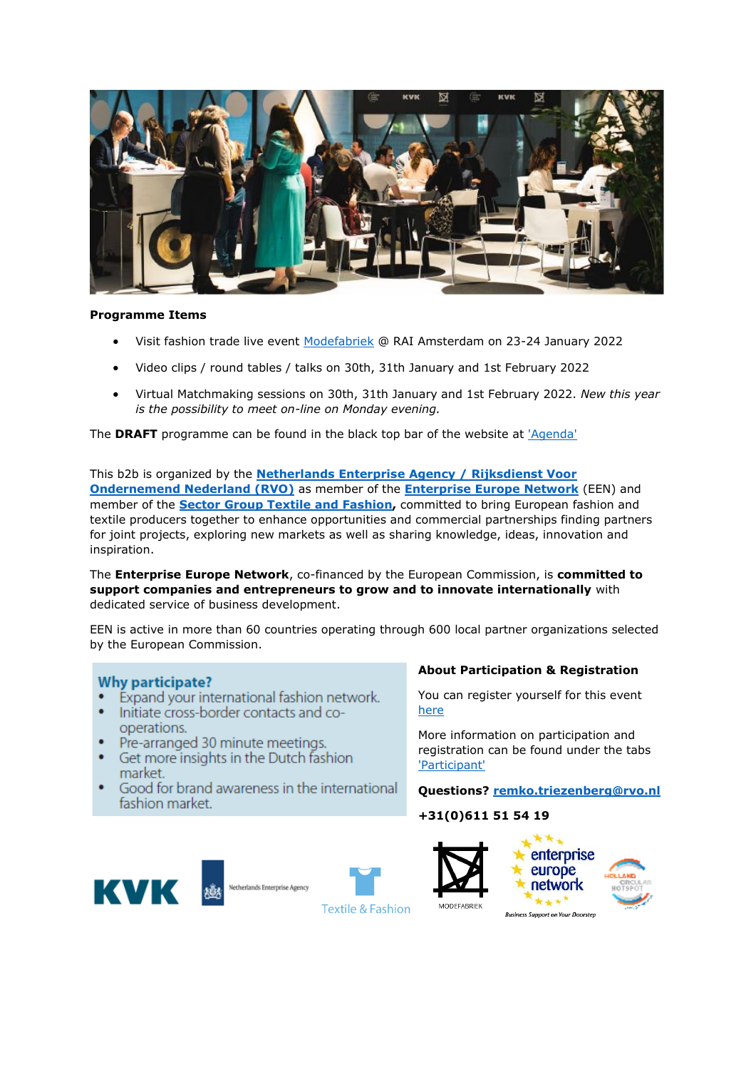**Programme Items**

- Visit fashion trade live event Modefabriek @ RAI Amsterdam on 23-24 January 2022
- Video clips / round tables / talks on 30th, 31th January and 1st February 2022
- Virtual Matchmaking sessions on 30th, 31th January and 1st February 2022. *New this year is the possibility to meet on-line on Monday evening.*

The **DRAFT** programme can be found in the black top bar of the website at 'Agenda'

This b2b is organized by the **Netherlands Enterprise Agency / Rijksdienst Voor Ondernemend Nederland (RVO)** as member of the **Enterprise Europe Network** (EEN) and member of the **Sector Group Textile and Fashion**, committed to bring European fashion and textile producers together to enhance opportunities and commercial partnerships finding partners for joint projects, exploring new markets as well as sharing knowledge, ideas, innovation and inspiration.

The **Enterprise Europe Network**, co-financed by the European Commission, is **committed to support companies and entrepreneurs to grow and to innovate internationally** with dedicated service of business development.

EEN is active in more than 60 countries operating through 600 local partner organizations selected by the European Commission.

**Why participate?**

- Expand your international fashion network.
- Initiate cross-border contacts and co-operations.
- Pre-arranged 30 minute meetings.
- Get more insights in the Dutch fashion market.
- Good for brand awareness in the international fashion market.

**About Participation & Registration**

You can register yourself for this event here

More information on participation and registration can be found under the tabs 'Participant'

**Questions? remko.triezenberg@rvo.nl**

**+31(0)611 51 54 19**